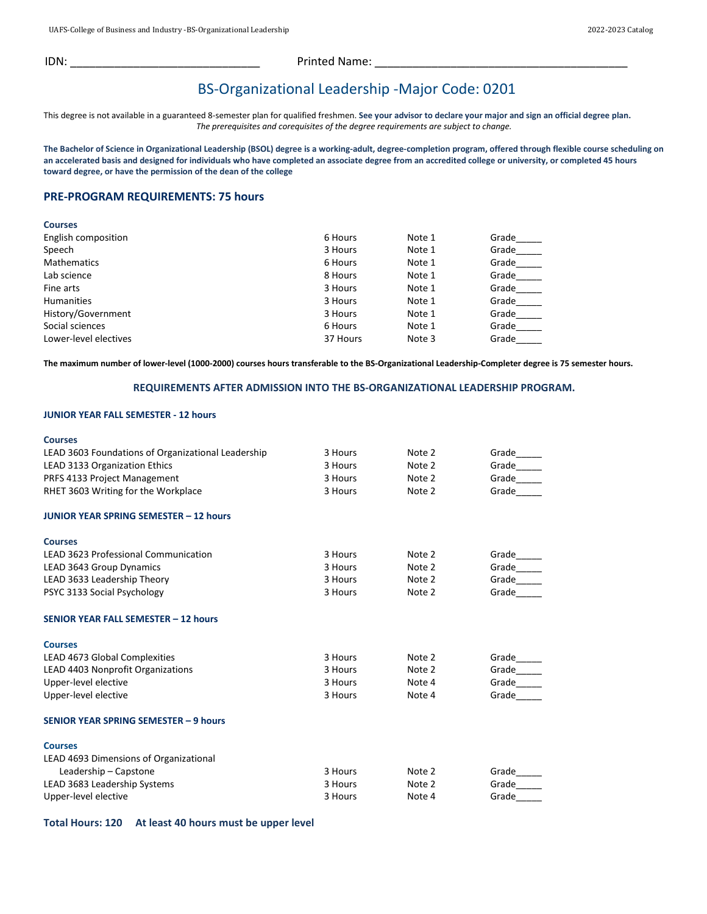IDN: ______________________________ Printed Name: ________________________________________

# BS-Organizational Leadership -Major Code: 0201

This degree is not available in a guaranteed 8-semester plan for qualified freshmen. **See your advisor to declare your major and sign an official degree plan.**
*The prerequisites and corequisites of the degree requirements are subject to change.*

**The Bachelor of Science in Organizational Leadership (BSOL) degree is a working-adult, degree-completion program, offered through flexible course scheduling on an accelerated basis and designed for individuals who have completed an associate degree from an accredited college or university, or completed 45 hours toward degree, or have the permission of the dean of the college**

## PRE-PROGRAM REQUIREMENTS: 75 hours

| Courses | | | |
|---|---|---|---|
| English composition | 6 Hours | Note 1 | Grade_____ |
| Speech | 3 Hours | Note 1 | Grade_____ |
| Mathematics | 6 Hours | Note 1 | Grade_____ |
| Lab science | 8 Hours | Note 1 | Grade_____ |
| Fine arts | 3 Hours | Note 1 | Grade_____ |
| Humanities | 3 Hours | Note 1 | Grade_____ |
| History/Government | 3 Hours | Note 1 | Grade_____ |
| Social sciences | 6 Hours | Note 1 | Grade_____ |
| Lower-level electives | 37 Hours | Note 3 | Grade_____ |

**The maximum number of lower-level (1000-2000) courses hours transferable to the BS-Organizational Leadership-Completer degree is 75 semester hours.**

### REQUIREMENTS AFTER ADMISSION INTO THE BS-ORGANIZATIONAL LEADERSHIP PROGRAM.

#### JUNIOR YEAR FALL SEMESTER - 12 hours

| Courses | | | |
|---|---|---|---|
| LEAD 3603 Foundations of Organizational Leadership | 3 Hours | Note 2 | Grade_____ |
| LEAD 3133 Organization Ethics | 3 Hours | Note 2 | Grade_____ |
| PRFS 4133 Project Management | 3 Hours | Note 2 | Grade_____ |
| RHET 3603 Writing for the Workplace | 3 Hours | Note 2 | Grade_____ |

#### JUNIOR YEAR SPRING SEMESTER – 12 hours

| Courses | | | |
|---|---|---|---|
| LEAD 3623 Professional Communication | 3 Hours | Note 2 | Grade_____ |
| LEAD 3643 Group Dynamics | 3 Hours | Note 2 | Grade_____ |
| LEAD 3633 Leadership Theory | 3 Hours | Note 2 | Grade_____ |
| PSYC 3133 Social Psychology | 3 Hours | Note 2 | Grade_____ |

#### SENIOR YEAR FALL SEMESTER – 12 hours

| Courses | | | |
|---|---|---|---|
| LEAD 4673 Global Complexities | 3 Hours | Note 2 | Grade_____ |
| LEAD 4403 Nonprofit Organizations | 3 Hours | Note 2 | Grade_____ |
| Upper-level elective | 3 Hours | Note 4 | Grade_____ |
| Upper-level elective | 3 Hours | Note 4 | Grade_____ |

#### SENIOR YEAR SPRING SEMESTER – 9 hours

| Courses | | | |
|---|---|---|---|
| LEAD 4693 Dimensions of Organizational Leadership – Capstone | 3 Hours | Note 2 | Grade_____ |
| LEAD 3683 Leadership Systems | 3 Hours | Note 2 | Grade_____ |
| Upper-level elective | 3 Hours | Note 4 | Grade_____ |

**Total Hours: 120 At least 40 hours must be upper level**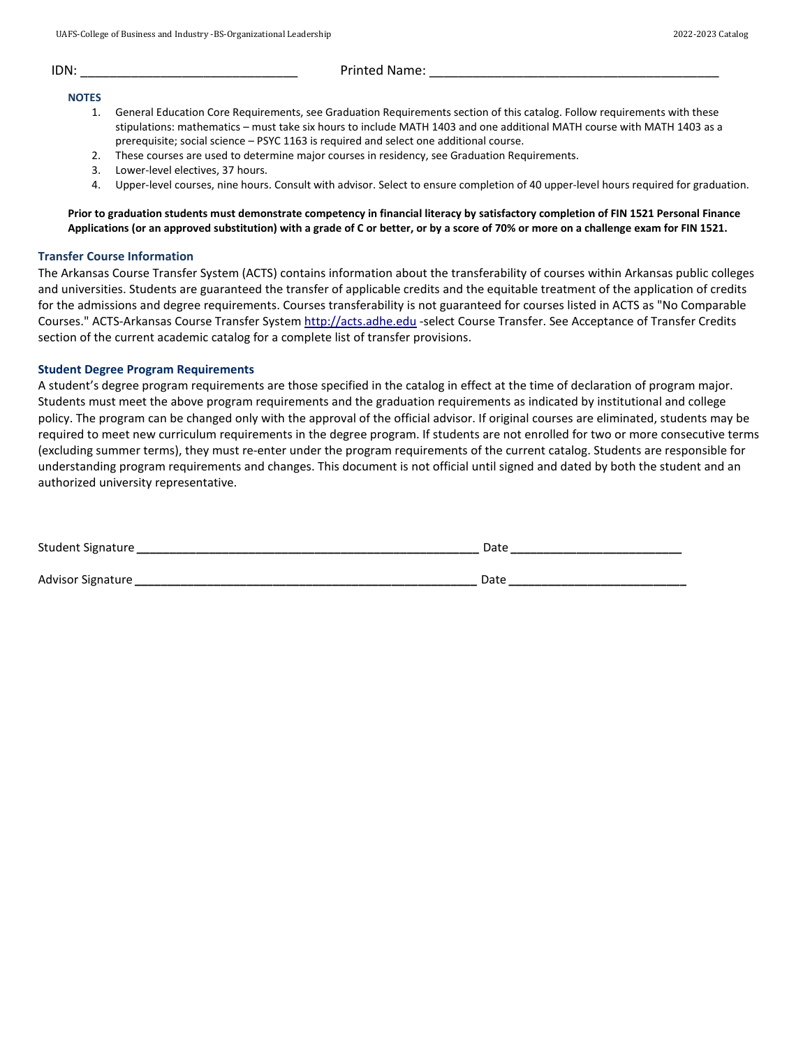IDN: ______________________________ Printed Name: ________________________________________

**NOTES**

1. General Education Core Requirements, see Graduation Requirements section of this catalog. Follow requirements with these stipulations: mathematics – must take six hours to include MATH 1403 and one additional MATH course with MATH 1403 as a prerequisite; social science – PSYC 1163 is required and select one additional course.
2. These courses are used to determine major courses in residency, see Graduation Requirements.
3. Lower-level electives, 37 hours.
4. Upper-level courses, nine hours. Consult with advisor. Select to ensure completion of 40 upper-level hours required for graduation.

**Prior to graduation students must demonstrate competency in financial literacy by satisfactory completion of FIN 1521 Personal Finance Applications (or an approved substitution) with a grade of C or better, or by a score of 70% or more on a challenge exam for FIN 1521.**

### Transfer Course Information

The Arkansas Course Transfer System (ACTS) contains information about the transferability of courses within Arkansas public colleges and universities. Students are guaranteed the transfer of applicable credits and the equitable treatment of the application of credits for the admissions and degree requirements. Courses transferability is not guaranteed for courses listed in ACTS as "No Comparable Courses." ACTS-Arkansas Course Transfer System http://acts.adhe.edu -select Course Transfer. See Acceptance of Transfer Credits section of the current academic catalog for a complete list of transfer provisions.

### Student Degree Program Requirements

A student's degree program requirements are those specified in the catalog in effect at the time of declaration of program major. Students must meet the above program requirements and the graduation requirements as indicated by institutional and college policy. The program can be changed only with the approval of the official advisor. If original courses are eliminated, students may be required to meet new curriculum requirements in the degree program. If students are not enrolled for two or more consecutive terms (excluding summer terms), they must re-enter under the program requirements of the current catalog. Students are responsible for understanding program requirements and changes. This document is not official until signed and dated by both the student and an authorized university representative.

Student Signature ____________________________________________________ Date __________________________

Advisor Signature ____________________________________________________ Date __________________________